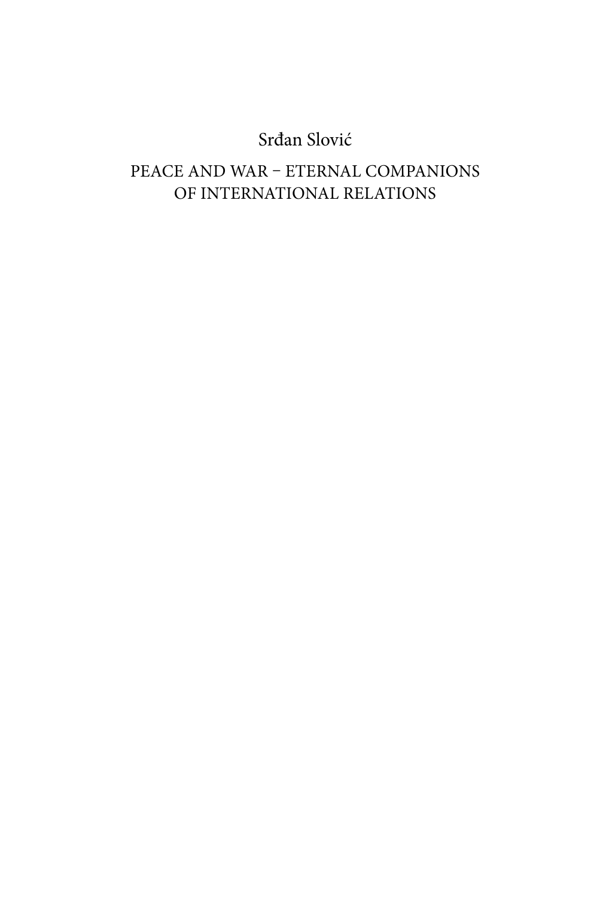Srđan Slović

# PEACE AND WAR – ETERNAL COMPANIONS OF INTERNATIONAL RELATIONS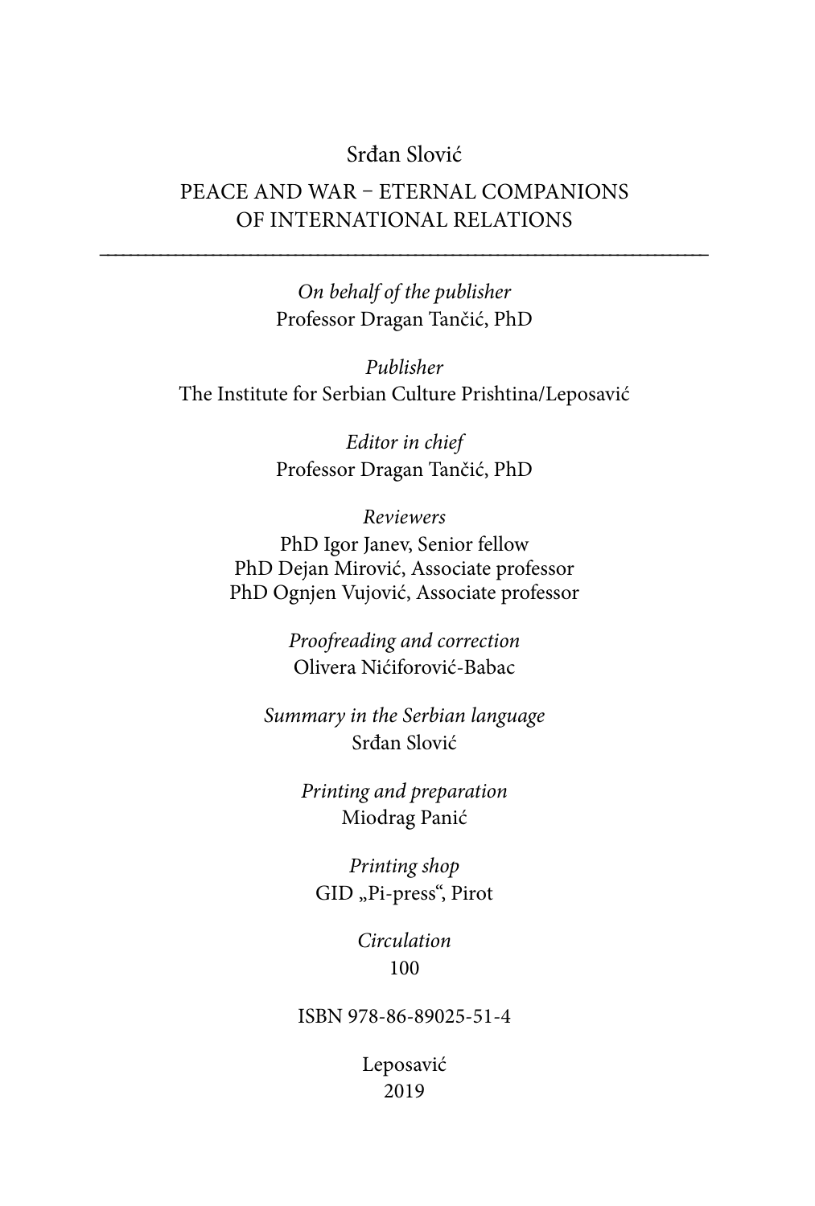Srđan Slović

PEACE AND WAR – ETERNAL COMPANIONS OF INTERNATIONAL RELATIONS

---

*On behalf of the publisher*
Professor Dragan Tančić, PhD

*Publisher*
The Institute for Serbian Culture Prishtina/Leposavić

*Editor in chief*
Professor Dragan Tančić, PhD

*Reviewers*
PhD Igor Janev, Senior fellow
PhD Dejan Mirović, Associate professor
PhD Ognjen Vujović, Associate professor

*Proofreading and correction*
Olivera Nićiforović-Babac

*Summary in the Serbian language*
Srđan Slović

*Printing and preparation*
Miodrag Panić

*Printing shop*
GID „Pi-press“, Pirot

*Circulation*
100

ISBN 978-86-89025-51-4

Leposavić
2019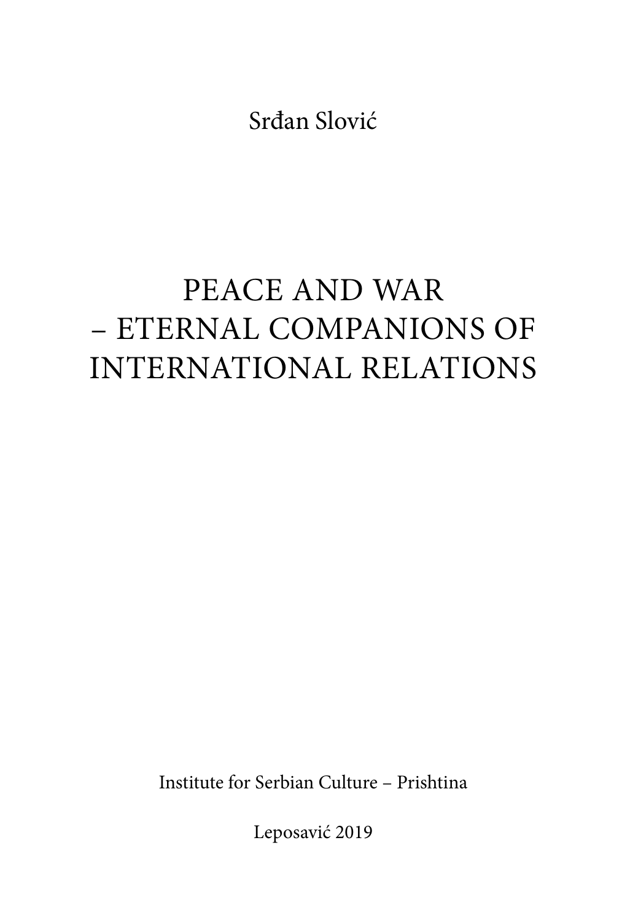Srđan Slović

# PEACE AND WAR – ETERNAL COMPANIONS OF INTERNATIONAL RELATIONS

Institute for Serbian Culture – Prishtina

Leposavić 2019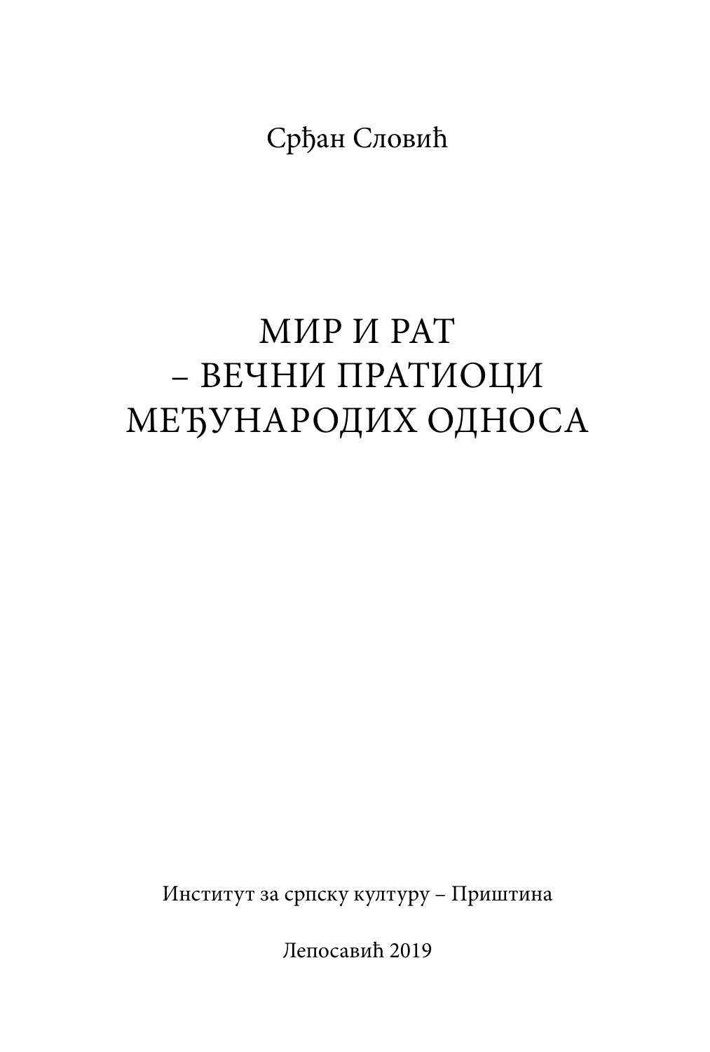Срђан Словић

# МИР И РАТ – ВЕЧНИ ПРАТИОЦИ МЕЂУНАРОДИХ ОДНОСА

Институт за српску културу – Приштина

Лепосавић 2019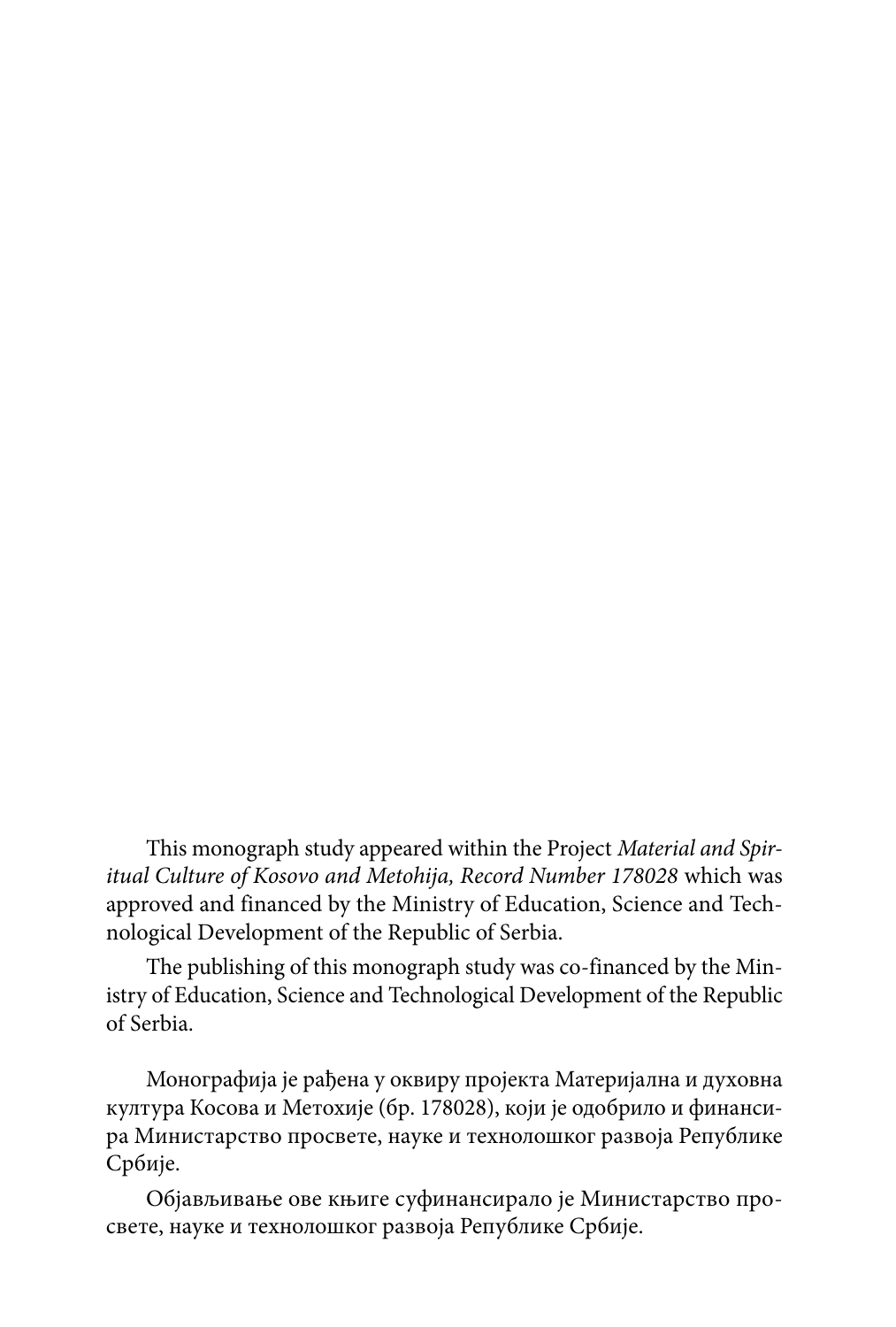This monograph study appeared within the Project *Material and Spiritual Culture of Kosovo and Metohija, Record Number 178028* which was approved and financed by the Ministry of Education, Science and Technological Development of the Republic of Serbia.

The publishing of this monograph study was co-financed by the Ministry of Education, Science and Technological Development of the Republic of Serbia.

Монографија је рађена у оквиру пројекта Материјална и духовна култура Косова и Метохије (бр. 178028), који је одобрило и финансира Министарство просвете, науке и технолошког развоја Републике Србије.

Објављивање ове књиге суфинансирало је Министарство просвете, науке и технолошког развоја Републике Србије.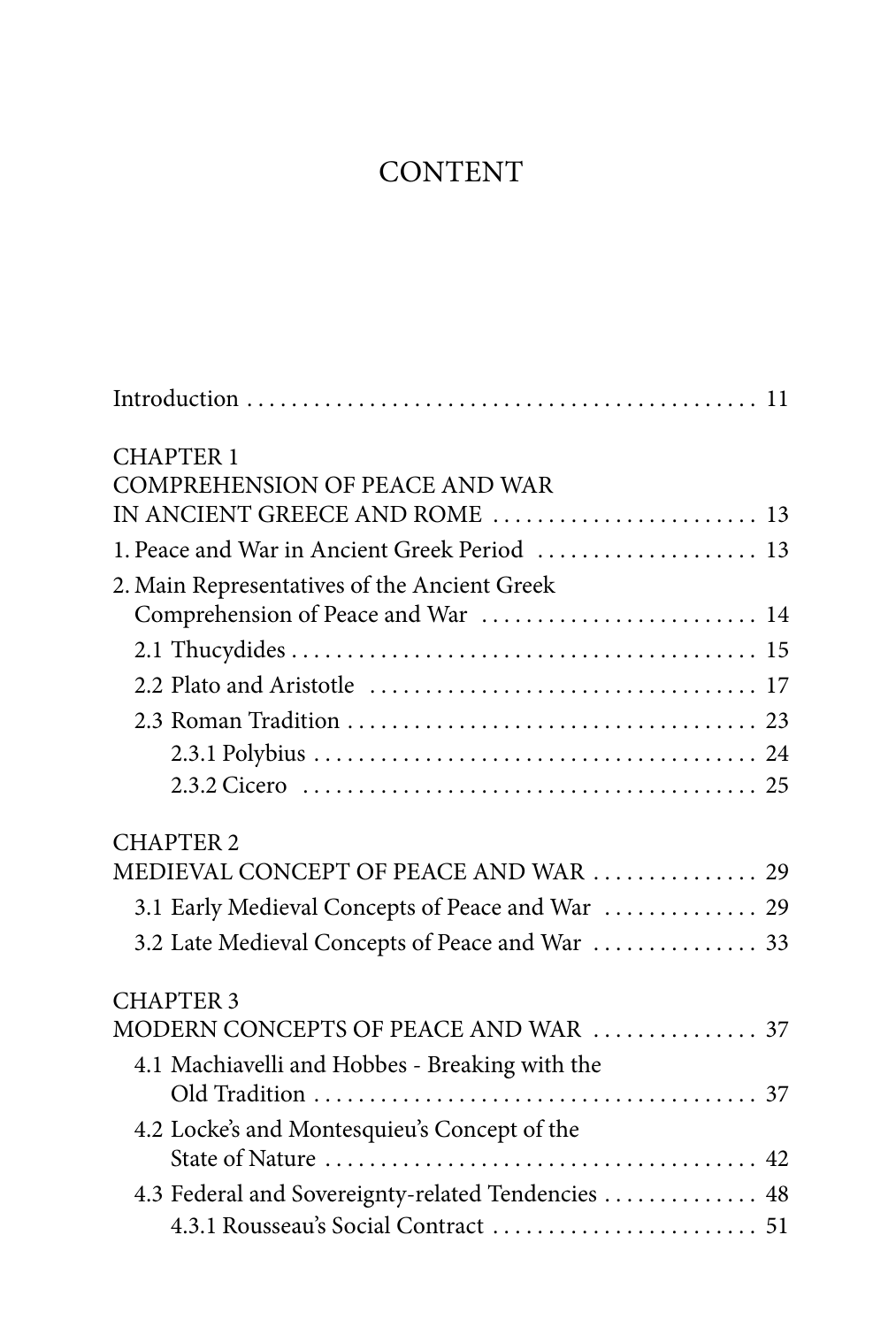# CONTENT

Introduction ..... 11

CHAPTER 1
COMPREHENSION OF PEACE AND WAR IN ANCIENT GREECE AND ROME ..... 13

1. Peace and War in Ancient Greek Period ..... 13
2. Main Representatives of the Ancient Greek Comprehension of Peace and War ..... 14
   - 2.1 Thucydides ..... 15
   - 2.2 Plato and Aristotle ..... 17
   - 2.3 Roman Tradition ..... 23
     - 2.3.1 Polybius ..... 24
     - 2.3.2 Cicero ..... 25

CHAPTER 2
MEDIEVAL CONCEPT OF PEACE AND WAR ..... 29

- 3.1 Early Medieval Concepts of Peace and War ..... 29
- 3.2 Late Medieval Concepts of Peace and War ..... 33

CHAPTER 3
MODERN CONCEPTS OF PEACE AND WAR ..... 37

- 4.1 Machiavelli and Hobbes - Breaking with the Old Tradition ..... 37
- 4.2 Locke's and Montesquieu's Concept of the State of Nature ..... 42
- 4.3 Federal and Sovereignty-related Tendencies ..... 48
  - 4.3.1 Rousseau's Social Contract ..... 51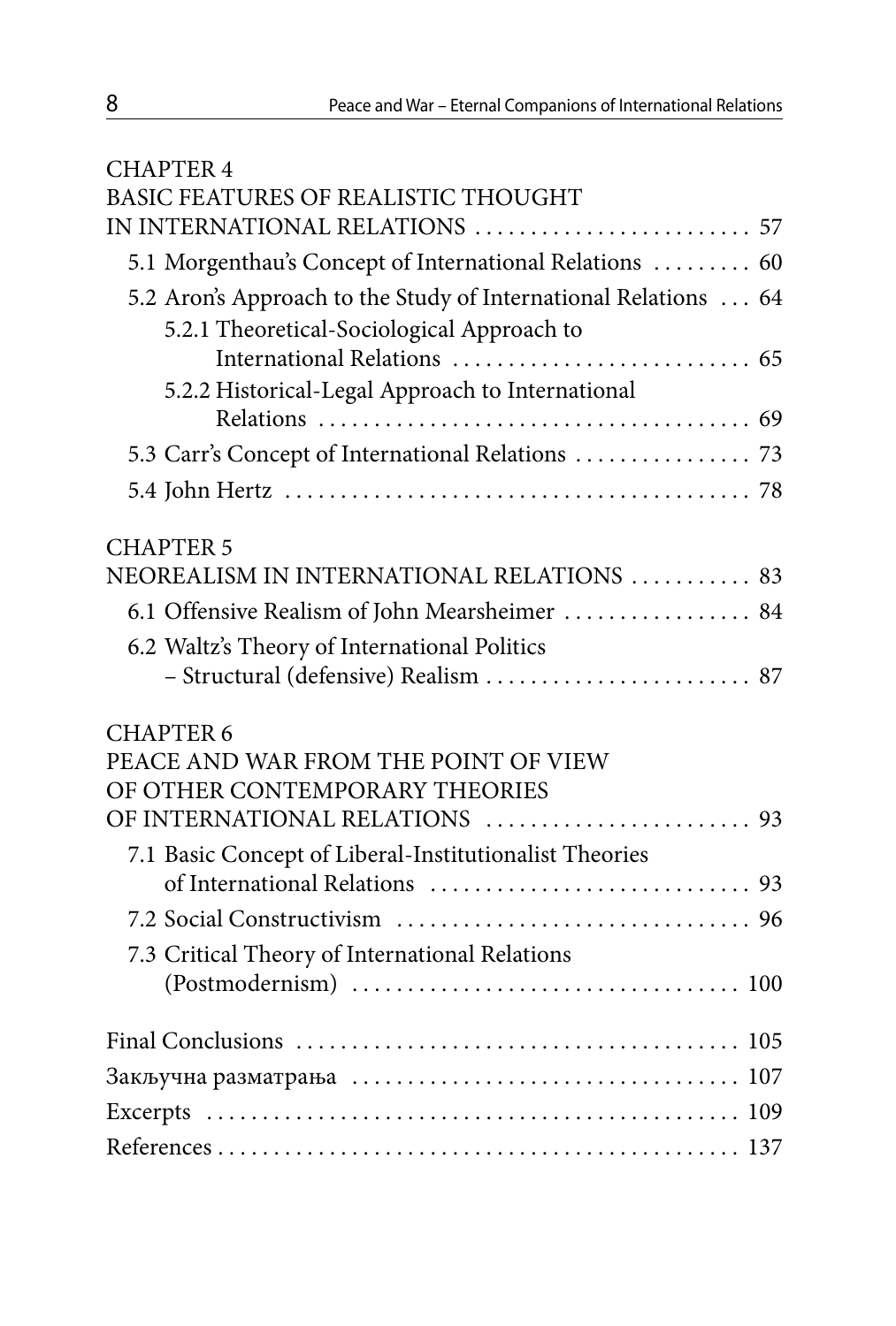CHAPTER 4
BASIC FEATURES OF REALISTIC THOUGHT IN INTERNATIONAL RELATIONS ........................ 57

5.1 Morgenthau's Concept of International Relations ......... 60

5.2 Aron's Approach to the Study of International Relations ... 64

5.2.1 Theoretical-Sociological Approach to International Relations ........................... 65

5.2.2 Historical-Legal Approach to International Relations ........................................ 69

5.3 Carr's Concept of International Relations ................ 73

5.4 John Hertz .......................................... 78

CHAPTER 5
NEOREALISM IN INTERNATIONAL RELATIONS ........... 83

6.1 Offensive Realism of John Mearsheimer ................. 84

6.2 Waltz's Theory of International Politics – Structural (defensive) Realism ........................ 87

CHAPTER 6
PEACE AND WAR FROM THE POINT OF VIEW OF OTHER CONTEMPORARY THEORIES OF INTERNATIONAL RELATIONS ........................ 93

7.1 Basic Concept of Liberal-Institutionalist Theories of International Relations ............................. 93

7.2 Social Constructivism ................................ 96

7.3 Critical Theory of International Relations (Postmodernism) .................................. 100

Final Conclusions ........................................ 105

Закључна разматрања ................................... 107

Excerpts ................................................ 109

References ............................................... 137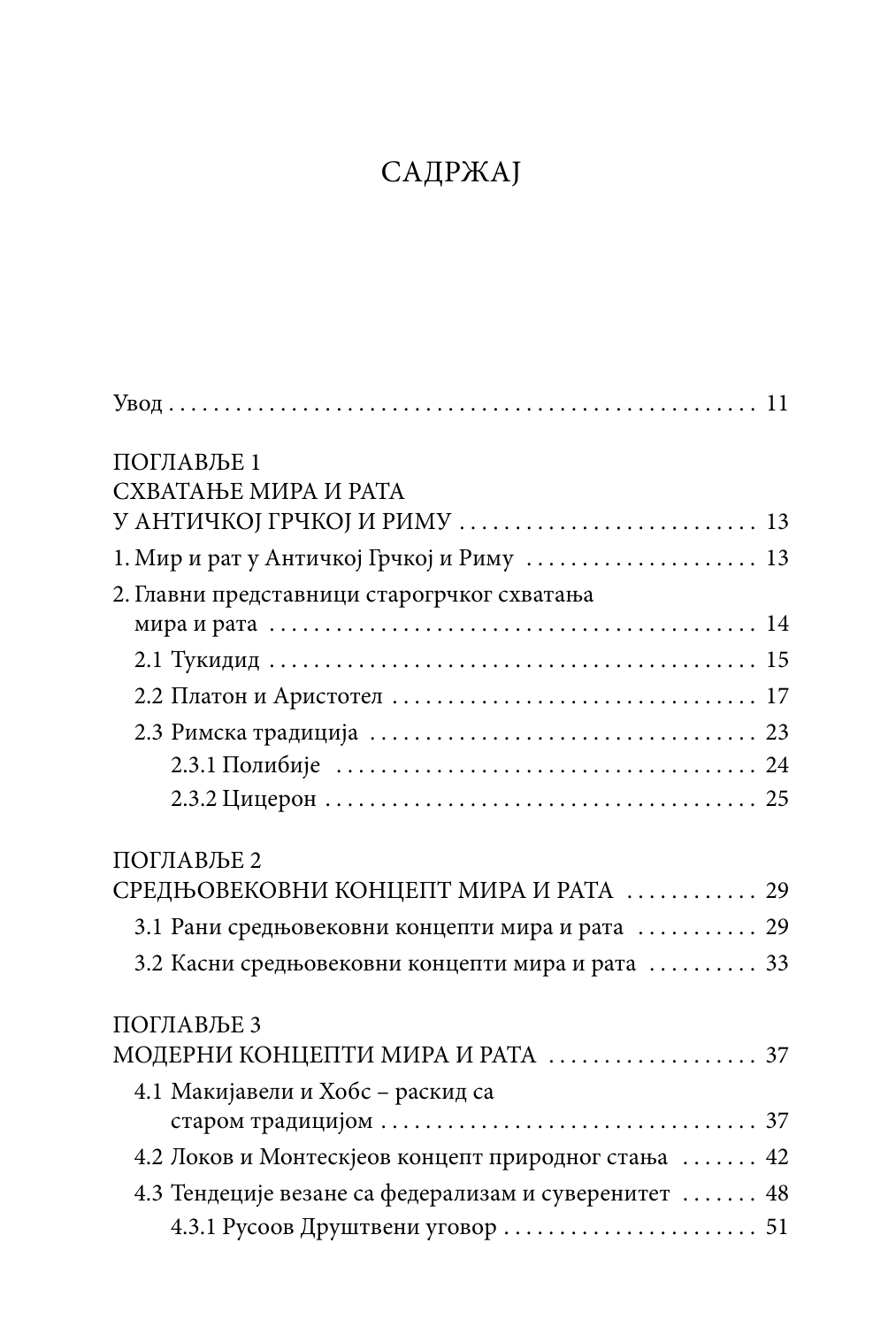# САДРЖАЈ

Увод . . . . . . . . . . . . . . . . . . . . . . . . . . . . . . . . . . . . . . . . . . . . . . . . . . . . 11

ПОГЛАВЉЕ 1
СХВАТАЊЕ МИРА И РАТА
У АНТИЧКОЈ ГРЧКОЈ И РИМУ . . . . . . . . . . . . . . . . . . . . . . . . . . 13

1. Мир и рат у Античкој Грчкој и Риму . . . . . . . . . . . . . . . . . . . . . 13

2. Главни представници старогрчког схватања мира и рата . . . . . . . . . . . . . . . . . . . . . . . . . . . . . . . . . . . . . . . . . . 14

 2.1 Тукидид . . . . . . . . . . . . . . . . . . . . . . . . . . . . . . . . . . . . . . . . . 15

 2.2 Платон и Аристотел . . . . . . . . . . . . . . . . . . . . . . . . . . . . . . . 17

 2.3 Римска традиција . . . . . . . . . . . . . . . . . . . . . . . . . . . . . . . . . 23

  2.3.1 Полибије . . . . . . . . . . . . . . . . . . . . . . . . . . . . . . . . . . . . 24

  2.3.2 Цицерон . . . . . . . . . . . . . . . . . . . . . . . . . . . . . . . . . . . . 25

ПОГЛАВЉЕ 2
СРЕДЊОВЕКОВНИ КОНЦЕПТ МИРА И РАТА . . . . . . . . . . . . 29

 3.1 Рани средњовековни концепти мира и рата . . . . . . . . . . . 29

 3.2 Касни средњовековни концепти мира и рата . . . . . . . . . . 33

ПОГЛАВЉЕ 3
МОДЕРНИ КОНЦЕПТИ МИРА И РАТА . . . . . . . . . . . . . . . . . . . 37

 4.1 Макијавели и Хобс – раскид са старом традицијом . . . . . . . . . . . . . . . . . . . . . . . . . . . . . . . . . . . 37

 4.2 Локов и Монтескјеов концепт природног стања . . . . . . . 42

 4.3 Тендеције везане са федерализам и суверенитет . . . . . . . 48

  4.3.1 Русоов Друштвени уговор . . . . . . . . . . . . . . . . . . . . . . . 51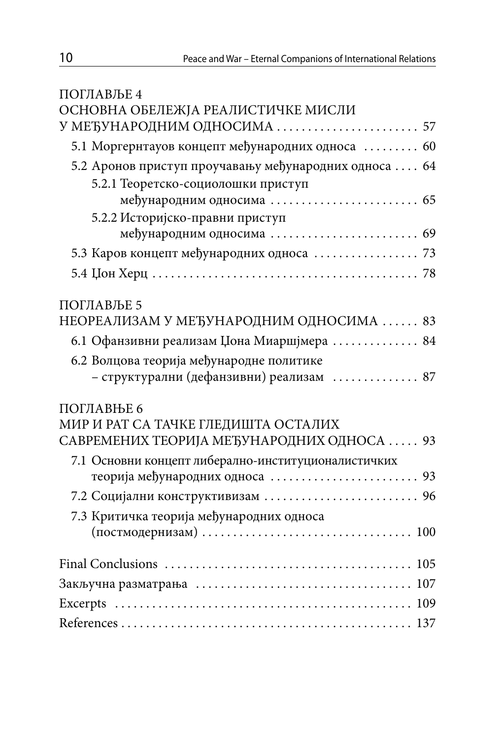ПОГЛАВЉЕ 4
ОСНОВНА ОБЕЛЕЖЈА РЕАЛИСТИЧКЕ МИСЛИ
У МЕЂУНАРОДНИМ ОДНОСИМА . . . . . . . . . . . . . . . . . . . . . . . 57

5.1 Моргернтауов концепт међународних односа . . . . . . . . . 60

5.2 Аронов приступ проучавању међународних односа . . . . 64

5.2.1 Теоретско-социолошки приступ међународним односима . . . . . . . . . . . . . . . . . . . . . . . . 65

5.2.2 Историјско-правни приступ међународним односима . . . . . . . . . . . . . . . . . . . . . . . . 69

5.3 Каров концепт међународних односа . . . . . . . . . . . . . . . . . 73

5.4 Џон Херц . . . . . . . . . . . . . . . . . . . . . . . . . . . . . . . . . . . . . . . . . . . 78

ПОГЛАВЉЕ 5
НЕОРЕАЛИЗАМ У МЕЂУНАРОДНИМ ОДНОСИМА . . . . . . 83

6.1 Офанзивни реализам Џона Миаршјмера . . . . . . . . . . . . . . 84

6.2 Волцова теорија међународне политике – структурални (дефанзивни) реализам . . . . . . . . . . . . . . 87

ПОГЛАВЉЕ 6
МИР И РАТ СА ТАЧКЕ ГЛЕДИШТА ОСТАЛИХ
САВРЕМЕНИХ ТЕОРИЈА МЕЂУНАРОДНИХ ОДНОСА . . . . . 93

7.1 Основни концепт либерално-институционалистичких теорија међународних односа . . . . . . . . . . . . . . . . . . . . . . . . 93

7.2 Социјални конструктивизам . . . . . . . . . . . . . . . . . . . . . . . . . 96

7.3 Критичка теорија међународних односа (постмодернизам) . . . . . . . . . . . . . . . . . . . . . . . . . . . . . . . . . . 100

Final Conclusions . . . . . . . . . . . . . . . . . . . . . . . . . . . . . . . . . . . . . . . . . 105

Закључна разматрања . . . . . . . . . . . . . . . . . . . . . . . . . . . . . . . . . . . 107

Excerpts . . . . . . . . . . . . . . . . . . . . . . . . . . . . . . . . . . . . . . . . . . . . . . . . . 109

References . . . . . . . . . . . . . . . . . . . . . . . . . . . . . . . . . . . . . . . . . . . . . . . 137